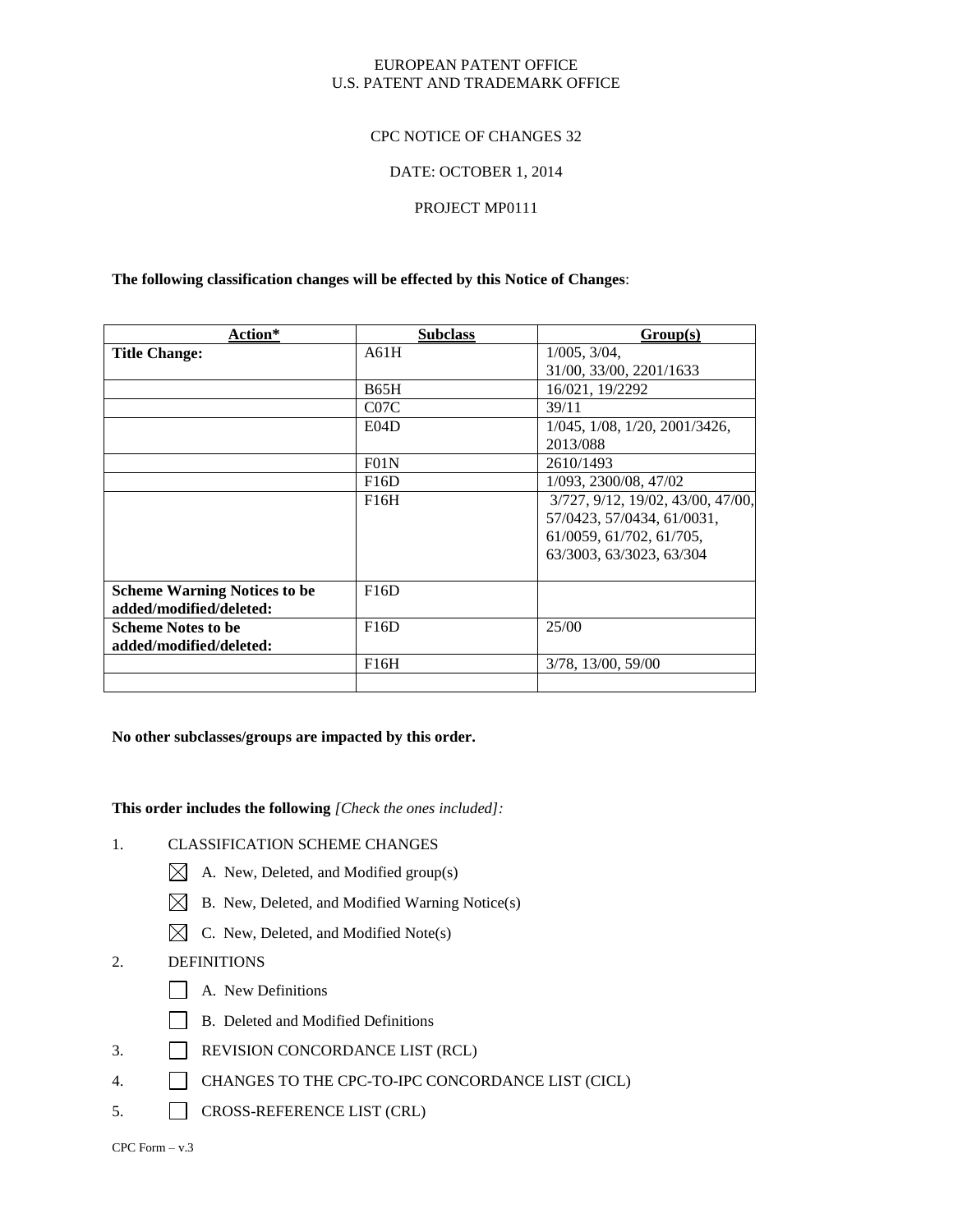EUROPEAN PATENT OFFICE
U.S. PATENT AND TRADEMARK OFFICE

CPC NOTICE OF CHANGES 32

DATE: OCTOBER 1, 2014

PROJECT MP0111

**The following classification changes will be effected by this Notice of Changes**:

| Action* | Subclass | Group(s) |
|---|---|---|
| **Title Change:** | A61H | 1/005, 3/04, 31/00, 33/00, 2201/1633 |
| | B65H | 16/021, 19/2292 |
| | C07C | 39/11 |
| | E04D | 1/045, 1/08, 1/20, 2001/3426, 2013/088 |
| | F01N | 2610/1493 |
| | F16D | 1/093, 2300/08, 47/02 |
| | F16H | 3/727, 9/12, 19/02, 43/00, 47/00, 57/0423, 57/0434, 61/0031, 61/0059, 61/702, 61/705, 63/3003, 63/3023, 63/304 |
| **Scheme Warning Notices to be added/modified/deleted:** | F16D | |
| **Scheme Notes to be added/modified/deleted:** | F16D | 25/00 |
| | F16H | 3/78, 13/00, 59/00 |
| | | |

**No other subclasses/groups are impacted by this order.**

**This order includes the following** *[Check the ones included]:*

1. CLASSIFICATION SCHEME CHANGES
   - ☒ A. New, Deleted, and Modified group(s)
   - ☒ B. New, Deleted, and Modified Warning Notice(s)
   - ☒ C. New, Deleted, and Modified Note(s)
2. DEFINITIONS
   - ☐ A. New Definitions
   - ☐ B. Deleted and Modified Definitions
3. ☐ REVISION CONCORDANCE LIST (RCL)
4. ☐ CHANGES TO THE CPC-TO-IPC CONCORDANCE LIST (CICL)
5. ☐ CROSS-REFERENCE LIST (CRL)

CPC Form – v.3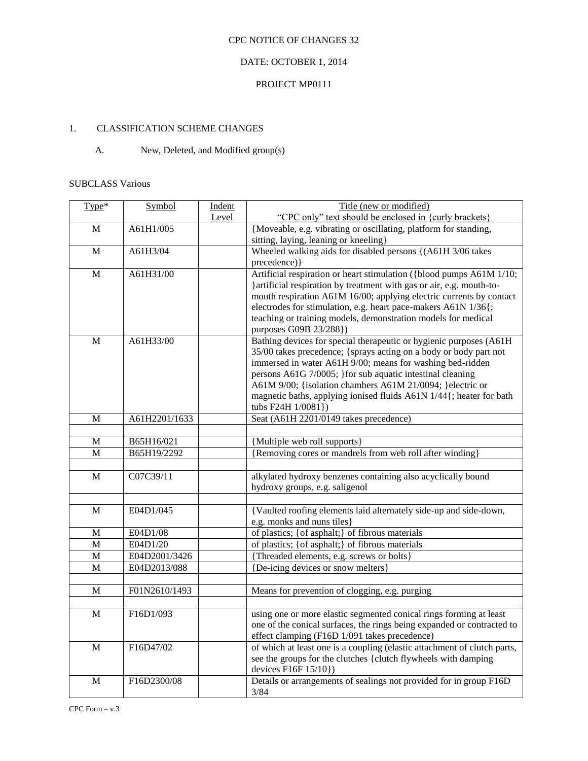CPC NOTICE OF CHANGES 32

DATE: OCTOBER 1, 2014

PROJECT MP0111

1. CLASSIFICATION SCHEME CHANGES

A. New, Deleted, and Modified group(s)

SUBCLASS Various

| Type* | Symbol | Indent Level | Title (new or modified) "CPC only" text should be enclosed in {curly brackets} |
|---|---|---|---|
| M | A61H1/005 | | {Moveable, e.g. vibrating or oscillating, platform for standing, sitting, laying, leaning or kneeling} |
| M | A61H3/04 | | Wheeled walking aids for disabled persons {(A61H 3/06 takes precedence)} |
| M | A61H31/00 | | Artificial respiration or heart stimulation ({blood pumps A61M 1/10; }artificial respiration by treatment with gas or air, e.g. mouth-to-mouth respiration A61M 16/00; applying electric currents by contact electrodes for stimulation, e.g. heart pace-makers A61N 1/36{; teaching or training models, demonstration models for medical purposes G09B 23/288}) |
| M | A61H33/00 | | Bathing devices for special therapeutic or hygienic purposes (A61H 35/00 takes precedence; {sprays acting on a body or body part not immersed in water A61H 9/00; means for washing bed-ridden persons A61G 7/0005; }for sub aquatic intestinal cleaning A61M 9/00; {isolation chambers A61M 21/0094; }electric or magnetic baths, applying ionised fluids A61N 1/44{; heater for bath tubs F24H 1/0081}) |
| M | A61H2201/1633 | | Seat (A61H 2201/0149 takes precedence) |
| | | | |
| M | B65H16/021 | | {Multiple web roll supports} |
| M | B65H19/2292 | | {Removing cores or mandrels from web roll after winding} |
| | | | |
| M | C07C39/11 | | alkylated hydroxy benzenes containing also acyclically bound hydroxy groups, e.g. saligenol |
| | | | |
| M | E04D1/045 | | {Vaulted roofing elements laid alternately side-up and side-down, e.g. monks and nuns tiles} |
| M | E04D1/08 | | of plastics; {of asphalt;} of fibrous materials |
| M | E04D1/20 | | of plastics; {of asphalt;} of fibrous materials |
| M | E04D2001/3426 | | {Threaded elements, e.g. screws or bolts} |
| M | E04D2013/088 | | {De-icing devices or snow melters} |
| | | | |
| M | F01N2610/1493 | | Means for prevention of clogging, e.g. purging |
| | | | |
| M | F16D1/093 | | using one or more elastic segmented conical rings forming at least one of the conical surfaces, the rings being expanded or contracted to effect clamping (F16D 1/091 takes precedence) |
| M | F16D47/02 | | of which at least one is a coupling (elastic attachment of clutch parts, see the groups for the clutches {clutch flywheels with damping devices F16F 15/10}) |
| M | F16D2300/08 | | Details or arrangements of sealings not provided for in group F16D 3/84 |

CPC Form – v.3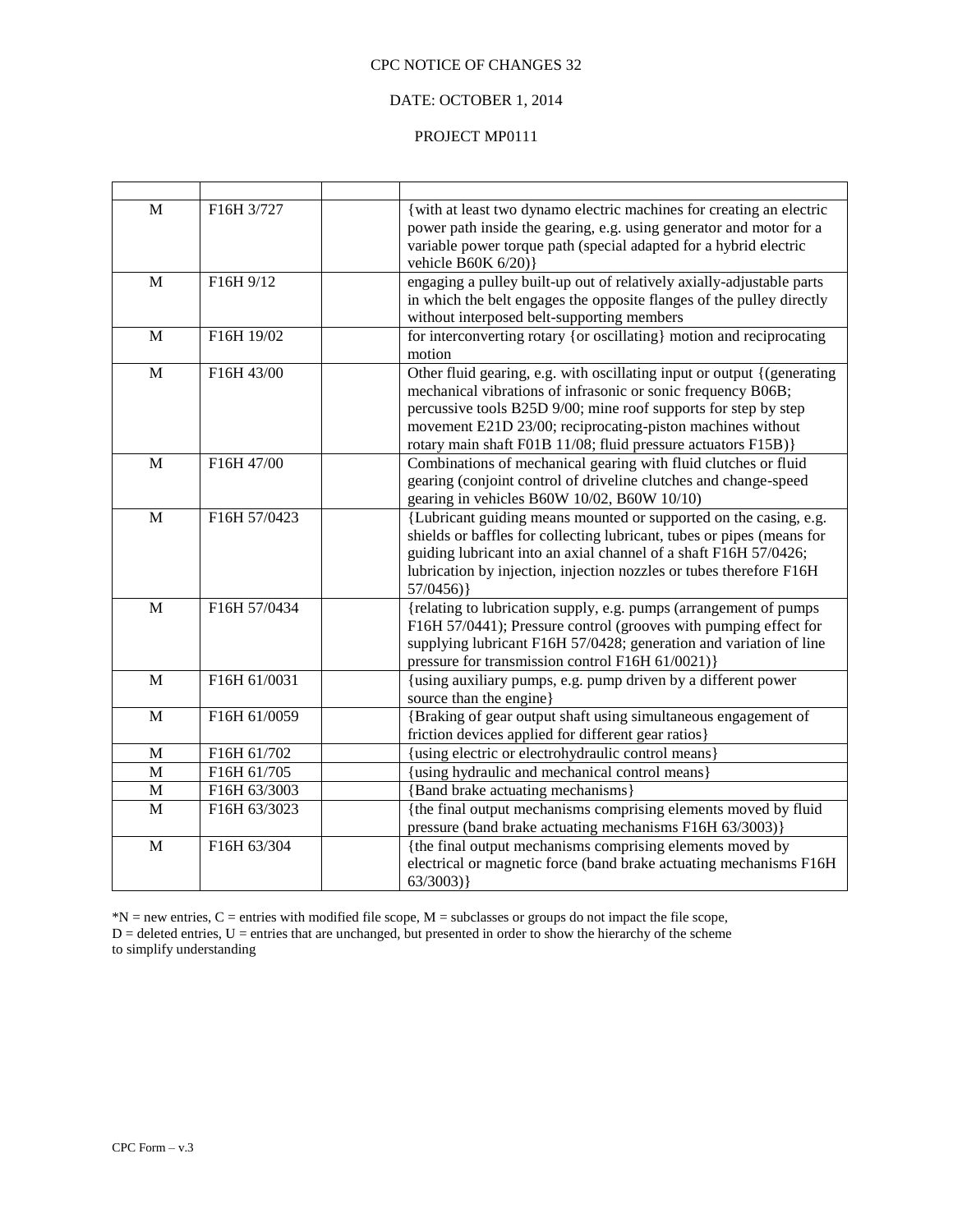CPC NOTICE OF CHANGES 32

DATE: OCTOBER 1, 2014

PROJECT MP0111

| | | | |
|---|---|---|---|
| M | F16H 3/727 | | {with at least two dynamo electric machines for creating an electric power path inside the gearing, e.g. using generator and motor for a variable power torque path (special adapted for a hybrid electric vehicle B60K 6/20)} |
| M | F16H 9/12 | | engaging a pulley built-up out of relatively axially-adjustable parts in which the belt engages the opposite flanges of the pulley directly without interposed belt-supporting members |
| M | F16H 19/02 | | for interconverting rotary {or oscillating} motion and reciprocating motion |
| M | F16H 43/00 | | Other fluid gearing, e.g. with oscillating input or output {(generating mechanical vibrations of infrasonic or sonic frequency B06B; percussive tools B25D 9/00; mine roof supports for step by step movement E21D 23/00; reciprocating-piston machines without rotary main shaft F01B 11/08; fluid pressure actuators F15B)} |
| M | F16H 47/00 | | Combinations of mechanical gearing with fluid clutches or fluid gearing (conjoint control of driveline clutches and change-speed gearing in vehicles B60W 10/02, B60W 10/10) |
| M | F16H 57/0423 | | {Lubricant guiding means mounted or supported on the casing, e.g. shields or baffles for collecting lubricant, tubes or pipes (means for guiding lubricant into an axial channel of a shaft F16H 57/0426; lubrication by injection, injection nozzles or tubes therefore F16H 57/0456)} |
| M | F16H 57/0434 | | {relating to lubrication supply, e.g. pumps (arrangement of pumps F16H 57/0441); Pressure control (grooves with pumping effect for supplying lubricant F16H 57/0428; generation and variation of line pressure for transmission control F16H 61/0021)} |
| M | F16H 61/0031 | | {using auxiliary pumps, e.g. pump driven by a different power source than the engine} |
| M | F16H 61/0059 | | {Braking of gear output shaft using simultaneous engagement of friction devices applied for different gear ratios} |
| M | F16H 61/702 | | {using electric or electrohydraulic control means} |
| M | F16H 61/705 | | {using hydraulic and mechanical control means} |
| M | F16H 63/3003 | | {Band brake actuating mechanisms} |
| M | F16H 63/3023 | | {the final output mechanisms comprising elements moved by fluid pressure (band brake actuating mechanisms F16H 63/3003)} |
| M | F16H 63/304 | | {the final output mechanisms comprising elements moved by electrical or magnetic force (band brake actuating mechanisms F16H 63/3003)} |

*N = new entries, C = entries with modified file scope, M = subclasses or groups do not impact the file scope, D = deleted entries, U = entries that are unchanged, but presented in order to show the hierarchy of the scheme to simplify understanding

CPC Form – v.3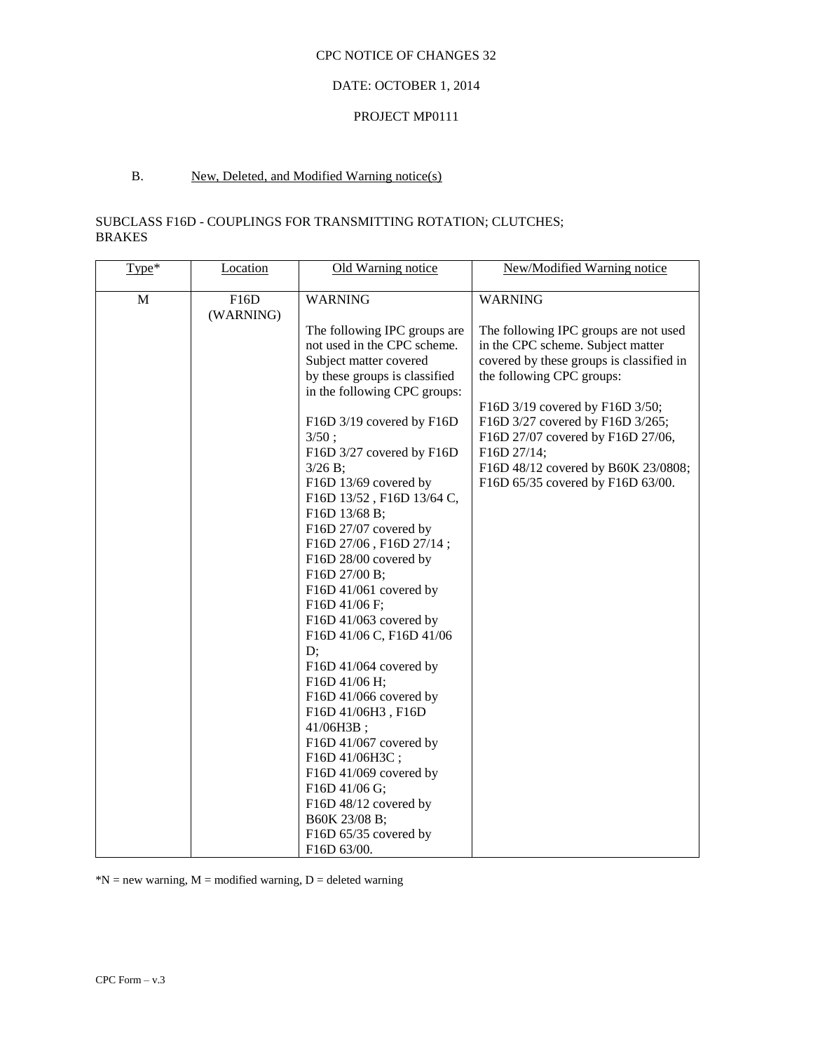CPC NOTICE OF CHANGES 32

DATE: OCTOBER 1, 2014

PROJECT MP0111

B. New, Deleted, and Modified Warning notice(s)

SUBCLASS F16D - COUPLINGS FOR TRANSMITTING ROTATION; CLUTCHES; BRAKES

| Type* | Location | Old Warning notice | New/Modified Warning notice |
|---|---|---|---|
| M | F16D (WARNING) | WARNING<br><br>The following IPC groups are not used in the CPC scheme. Subject matter covered by these groups is classified in the following CPC groups:<br><br>F16D 3/19 covered by F16D 3/50 ;<br>F16D 3/27 covered by F16D 3/26 B;<br>F16D 13/69 covered by F16D 13/52 , F16D 13/64 C, F16D 13/68 B;<br>F16D 27/07 covered by F16D 27/06 , F16D 27/14 ;<br>F16D 28/00 covered by F16D 27/00 B;<br>F16D 41/061 covered by F16D 41/06 F;<br>F16D 41/063 covered by F16D 41/06 C, F16D 41/06 D;<br>F16D 41/064 covered by F16D 41/06 H;<br>F16D 41/066 covered by F16D 41/06H3 , F16D 41/06H3B ;<br>F16D 41/067 covered by F16D 41/06H3C ;<br>F16D 41/069 covered by F16D 41/06 G;<br>F16D 48/12 covered by B60K 23/08 B;<br>F16D 65/35 covered by F16D 63/00. | WARNING<br><br>The following IPC groups are not used in the CPC scheme. Subject matter covered by these groups is classified in the following CPC groups:<br><br>F16D 3/19 covered by F16D 3/50;<br>F16D 3/27 covered by F16D 3/265;<br>F16D 27/07 covered by F16D 27/06, F16D 27/14;<br>F16D 48/12 covered by B60K 23/0808;<br>F16D 65/35 covered by F16D 63/00. |

*N = new warning, M = modified warning, D = deleted warning

CPC Form – v.3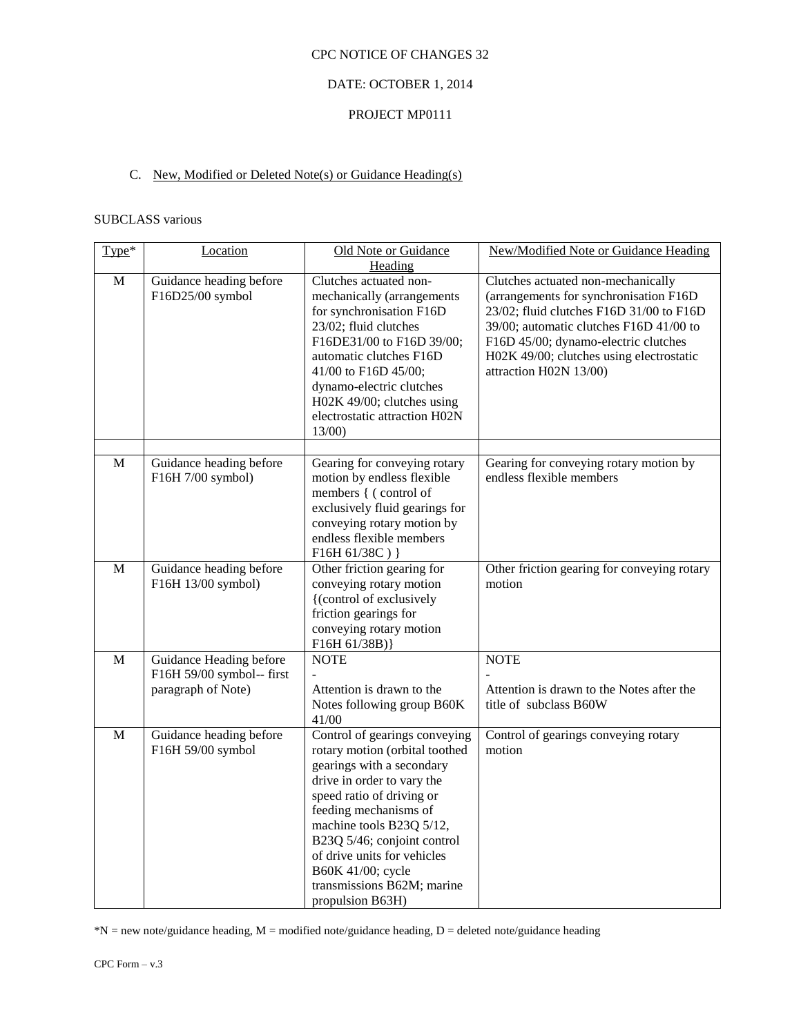CPC NOTICE OF CHANGES 32

DATE: OCTOBER 1, 2014

PROJECT MP0111

C. New, Modified or Deleted Note(s) or Guidance Heading(s)

SUBCLASS various

| Type* | Location | Old Note or Guidance Heading | New/Modified Note or Guidance Heading |
|---|---|---|---|
| M | Guidance heading before F16D25/00 symbol | Clutches actuated non-mechanically (arrangements for synchronisation F16D 23/02; fluid clutches F16DE31/00 to F16D 39/00; automatic clutches F16D 41/00 to F16D 45/00; dynamo-electric clutches H02K 49/00; clutches using electrostatic attraction H02N 13/00) | Clutches actuated non-mechanically (arrangements for synchronisation F16D 23/02; fluid clutches F16D 31/00 to F16D 39/00; automatic clutches F16D 41/00 to F16D 45/00; dynamo-electric clutches H02K 49/00; clutches using electrostatic attraction H02N 13/00) |
| | | | |
| M | Guidance heading before F16H 7/00 symbol) | Gearing for conveying rotary motion by endless flexible members { ( control of exclusively fluid gearings for conveying rotary motion by endless flexible members F16H 61/38C ) } | Gearing for conveying rotary motion by endless flexible members |
| M | Guidance heading before F16H 13/00 symbol) | Other friction gearing for conveying rotary motion {(control of exclusively friction gearings for conveying rotary motion F16H 61/38B)} | Other friction gearing for conveying rotary motion |
| M | Guidance Heading before F16H 59/00 symbol-- first paragraph of Note) | NOTE<br>-<br>Attention is drawn to the Notes following group B60K 41/00 | NOTE<br>-<br>Attention is drawn to the Notes after the title of subclass B60W |
| M | Guidance heading before F16H 59/00 symbol | Control of gearings conveying rotary motion (orbital toothed gearings with a secondary drive in order to vary the speed ratio of driving or feeding mechanisms of machine tools B23Q 5/12, B23Q 5/46; conjoint control of drive units for vehicles B60K 41/00; cycle transmissions B62M; marine propulsion B63H) | Control of gearings conveying rotary motion |

*N = new note/guidance heading, M = modified note/guidance heading, D = deleted note/guidance heading

CPC Form – v.3